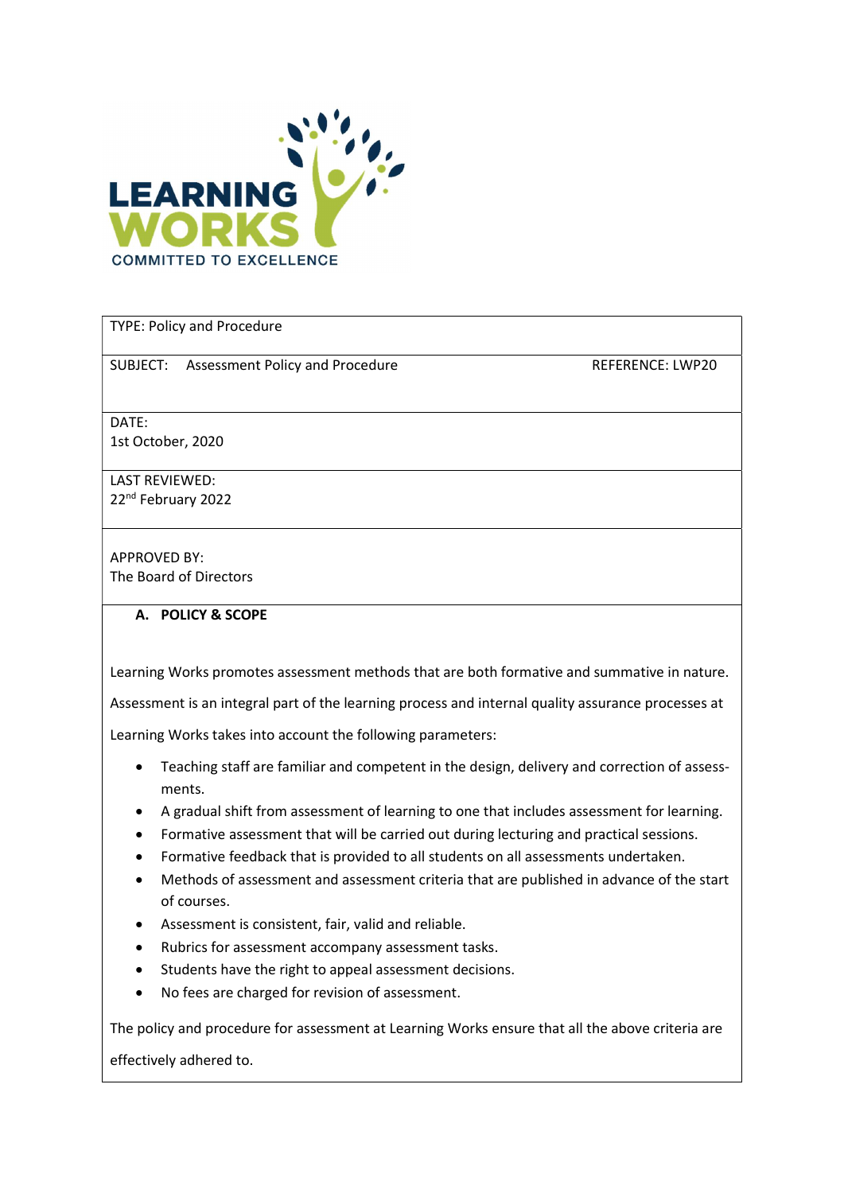LEARNING WORKS

COMMITTED TO EXCELLENCE

| TYPE: Policy and Procedure | |
|---|---|
| SUBJECT: Assessment Policy and Procedure | REFERENCE: LWP20 |
| DATE: 1st October, 2020 | |
| LAST REVIEWED: 22nd February 2022 | |
| APPROVED BY: The Board of Directors | |

## A. POLICY & SCOPE

Learning Works promotes assessment methods that are both formative and summative in nature.

Assessment is an integral part of the learning process and internal quality assurance processes at Learning Works takes into account the following parameters:

- Teaching staff are familiar and competent in the design, delivery and correction of assessments.
- A gradual shift from assessment of learning to one that includes assessment for learning.
- Formative assessment that will be carried out during lecturing and practical sessions.
- Formative feedback that is provided to all students on all assessments undertaken.
- Methods of assessment and assessment criteria that are published in advance of the start of courses.
- Assessment is consistent, fair, valid and reliable.
- Rubrics for assessment accompany assessment tasks.
- Students have the right to appeal assessment decisions.
- No fees are charged for revision of assessment.

The policy and procedure for assessment at Learning Works ensure that all the above criteria are effectively adhered to.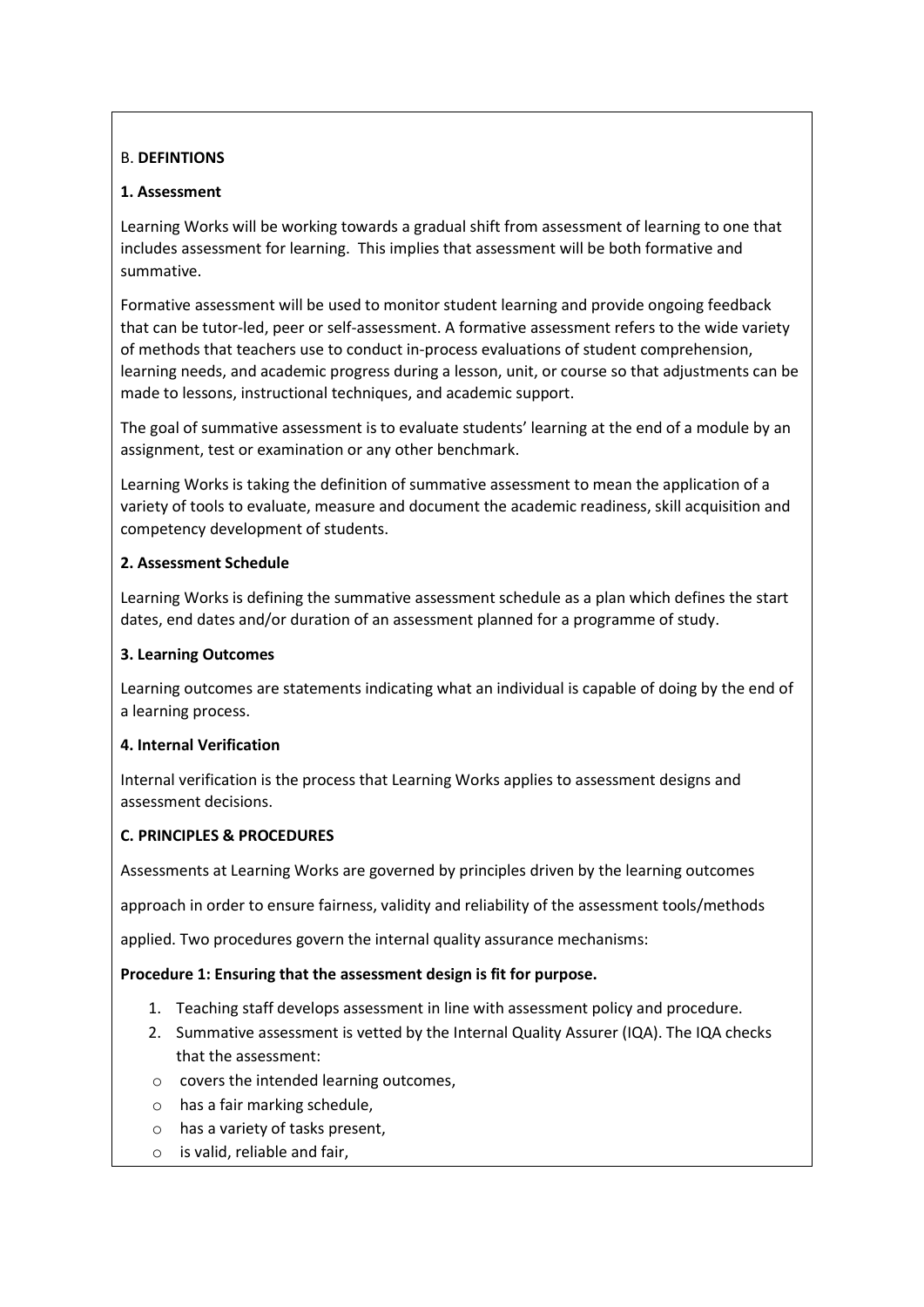B. **DEFINTIONS**

**1. Assessment**

Learning Works will be working towards a gradual shift from assessment of learning to one that includes assessment for learning. This implies that assessment will be both formative and summative.

Formative assessment will be used to monitor student learning and provide ongoing feedback that can be tutor-led, peer or self-assessment. A formative assessment refers to the wide variety of methods that teachers use to conduct in-process evaluations of student comprehension, learning needs, and academic progress during a lesson, unit, or course so that adjustments can be made to lessons, instructional techniques, and academic support.

The goal of summative assessment is to evaluate students' learning at the end of a module by an assignment, test or examination or any other benchmark.

Learning Works is taking the definition of summative assessment to mean the application of a variety of tools to evaluate, measure and document the academic readiness, skill acquisition and competency development of students.

**2. Assessment Schedule**

Learning Works is defining the summative assessment schedule as a plan which defines the start dates, end dates and/or duration of an assessment planned for a programme of study.

**3. Learning Outcomes**

Learning outcomes are statements indicating what an individual is capable of doing by the end of a learning process.

**4. Internal Verification**

Internal verification is the process that Learning Works applies to assessment designs and assessment decisions.

**C. PRINCIPLES & PROCEDURES**

Assessments at Learning Works are governed by principles driven by the learning outcomes approach in order to ensure fairness, validity and reliability of the assessment tools/methods applied. Two procedures govern the internal quality assurance mechanisms:

**Procedure 1: Ensuring that the assessment design is fit for purpose.**

1. Teaching staff develops assessment in line with assessment policy and procedure.
2. Summative assessment is vetted by the Internal Quality Assurer (IQA). The IQA checks that the assessment:
   - covers the intended learning outcomes,
   - has a fair marking schedule,
   - has a variety of tasks present,
   - is valid, reliable and fair,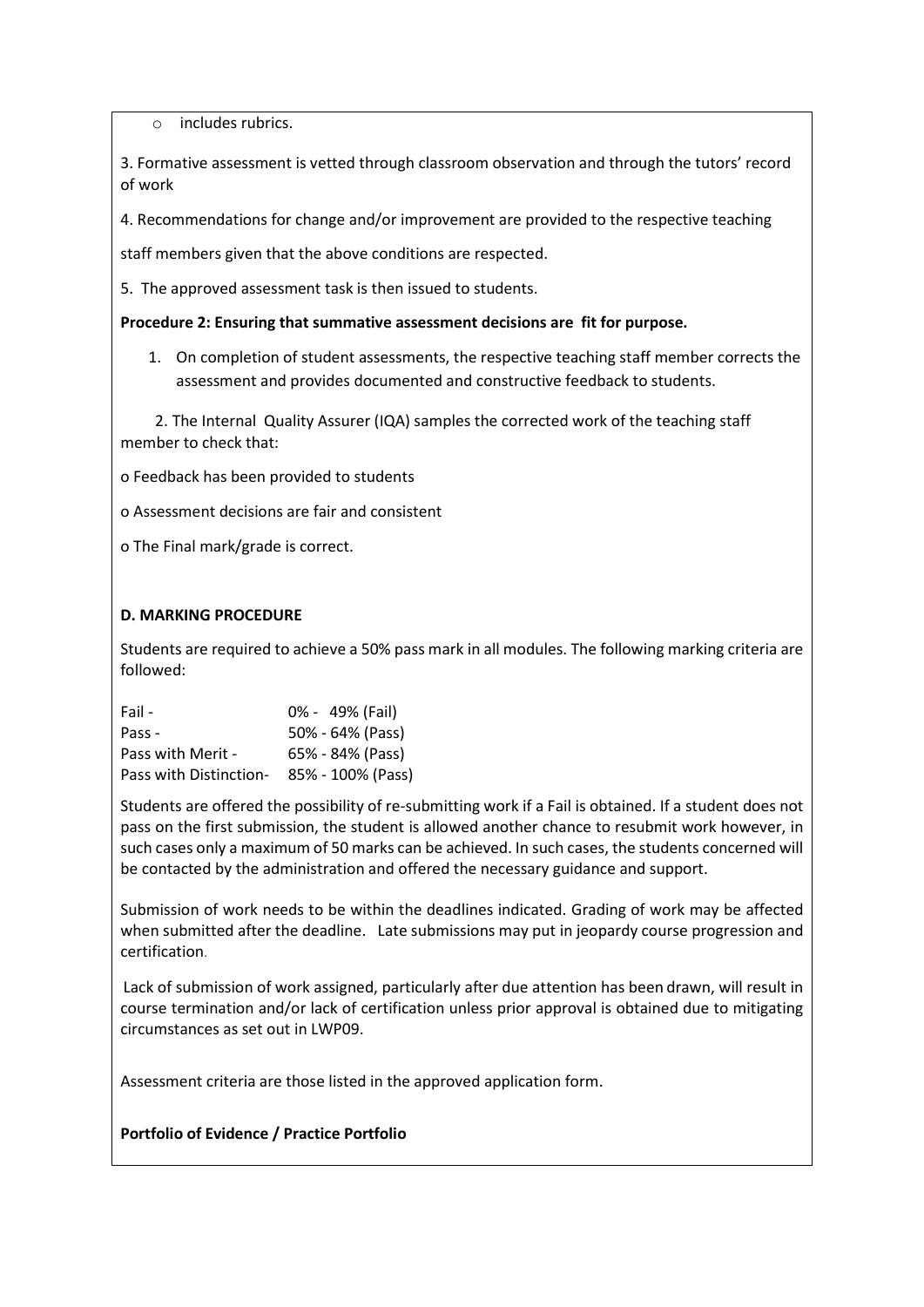- includes rubrics.

3. Formative assessment is vetted through classroom observation and through the tutors' record of work

4. Recommendations for change and/or improvement are provided to the respective teaching staff members given that the above conditions are respected.

5. The approved assessment task is then issued to students.

**Procedure 2: Ensuring that summative assessment decisions are fit for purpose.**

1. On completion of student assessments, the respective teaching staff member corrects the assessment and provides documented and constructive feedback to students.

2. The Internal Quality Assurer (IQA) samples the corrected work of the teaching staff member to check that:

- Feedback has been provided to students
- Assessment decisions are fair and consistent
- The Final mark/grade is correct.

**D. MARKING PROCEDURE**

Students are required to achieve a 50% pass mark in all modules. The following marking criteria are followed:

| | |
|---|---|
| Fail - | 0% - 49% (Fail) |
| Pass - | 50% - 64% (Pass) |
| Pass with Merit - | 65% - 84% (Pass) |
| Pass with Distinction- | 85% - 100% (Pass) |

Students are offered the possibility of re-submitting work if a Fail is obtained. If a student does not pass on the first submission, the student is allowed another chance to resubmit work however, in such cases only a maximum of 50 marks can be achieved. In such cases, the students concerned will be contacted by the administration and offered the necessary guidance and support.

Submission of work needs to be within the deadlines indicated. Grading of work may be affected when submitted after the deadline. Late submissions may put in jeopardy course progression and certification.

Lack of submission of work assigned, particularly after due attention has been drawn, will result in course termination and/or lack of certification unless prior approval is obtained due to mitigating circumstances as set out in LWP09.

Assessment criteria are those listed in the approved application form.

**Portfolio of Evidence / Practice Portfolio**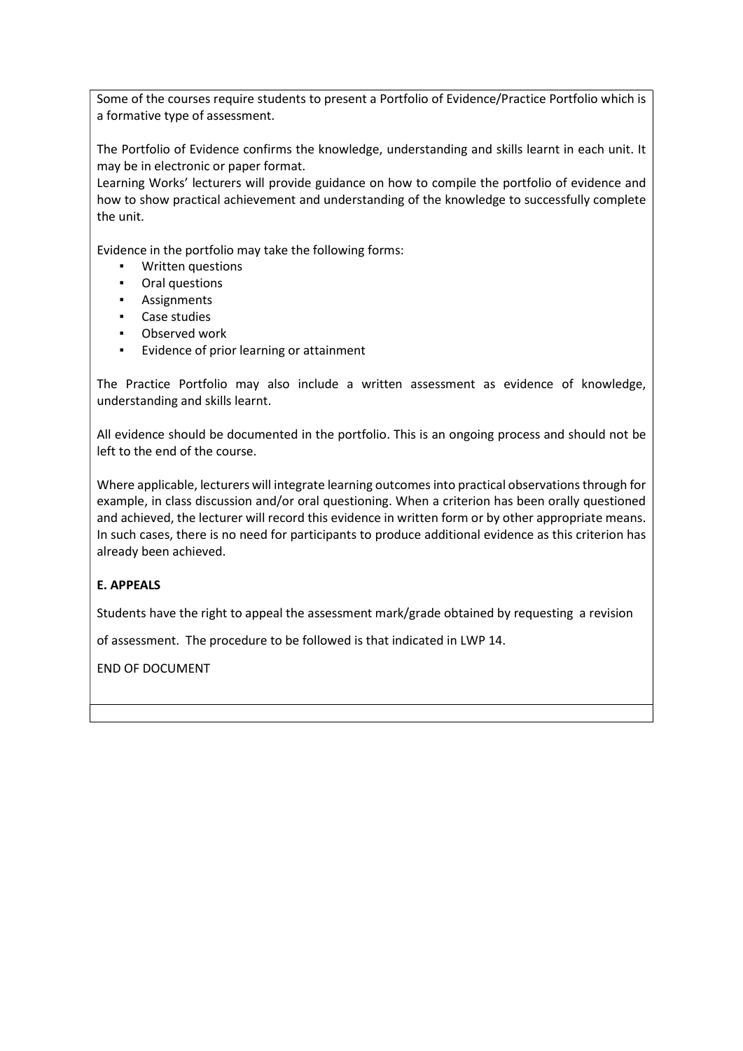Some of the courses require students to present a Portfolio of Evidence/Practice Portfolio which is a formative type of assessment.

The Portfolio of Evidence confirms the knowledge, understanding and skills learnt in each unit. It may be in electronic or paper format.
Learning Works' lecturers will provide guidance on how to compile the portfolio of evidence and how to show practical achievement and understanding of the knowledge to successfully complete the unit.

Evidence in the portfolio may take the following forms:

- Written questions
- Oral questions
- Assignments
- Case studies
- Observed work
- Evidence of prior learning or attainment

The Practice Portfolio may also include a written assessment as evidence of knowledge, understanding and skills learnt.

All evidence should be documented in the portfolio. This is an ongoing process and should not be left to the end of the course.

Where applicable, lecturers will integrate learning outcomes into practical observations through for example, in class discussion and/or oral questioning. When a criterion has been orally questioned and achieved, the lecturer will record this evidence in written form or by other appropriate means. In such cases, there is no need for participants to produce additional evidence as this criterion has already been achieved.

**E. APPEALS**

Students have the right to appeal the assessment mark/grade obtained by requesting a revision of assessment. The procedure to be followed is that indicated in LWP 14.

END OF DOCUMENT